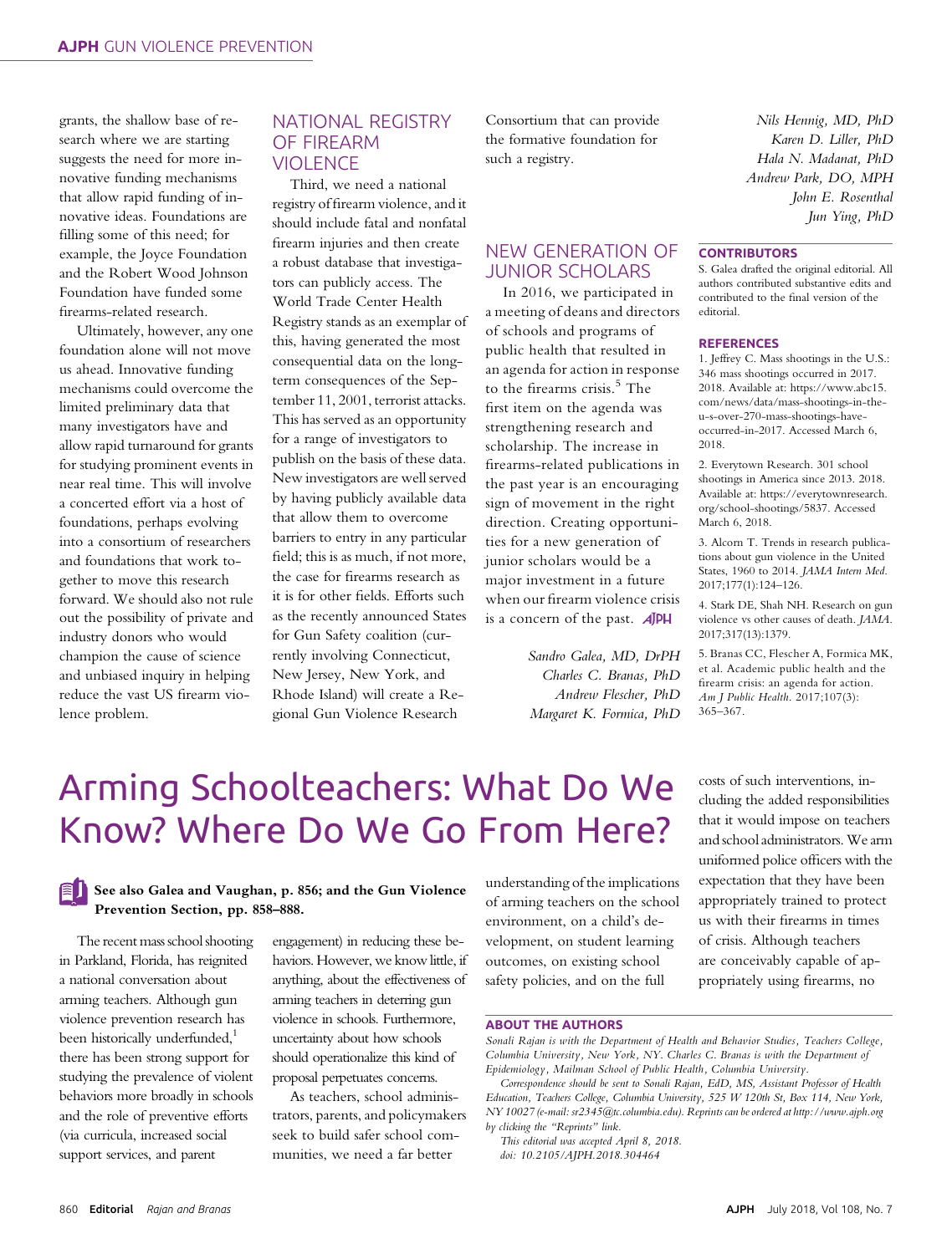grants, the shallow base of research where we are starting suggests the need for more innovative funding mechanisms that allow rapid funding of innovative ideas. Foundations are filling some of this need; for example, the Joyce Foundation and the Robert Wood Johnson Foundation have funded some firearms-related research.

Ultimately, however, any one foundation alone will not move us ahead. Innovative funding mechanisms could overcome the limited preliminary data that many investigators have and allow rapid turnaround for grants for studying prominent events in near real time. This will involve a concerted effort via a host of foundations, perhaps evolving into a consortium of researchers and foundations that work together to move this research forward. We should also not rule out the possibility of private and industry donors who would champion the cause of science and unbiased inquiry in helping reduce the vast US firearm violence problem.

## NATIONAL REGISTRY OF FIREARM VIOLENCE

Third, we need a national registry of firearm violence, and it should include fatal and nonfatal firearm injuries and then create a robust database that investigators can publicly access. The World Trade Center Health Registry stands as an exemplar of this, having generated the most consequential data on the long-term consequences of the September 11, 2001, terrorist attacks. This has served as an opportunity for a range of investigators to publish on the basis of these data. New investigators are well served by having publicly available data that allow them to overcome barriers to entry in any particular field; this is as much, if not more, the case for firearms research as it is for other fields. Efforts such as the recently announced States for Gun Safety coalition (currently involving Connecticut, New Jersey, New York, and Rhode Island) will create a Regional Gun Violence Research Consortium that can provide the formative foundation for such a registry.

## NEW GENERATION OF JUNIOR SCHOLARS

In 2016, we participated in a meeting of deans and directors of schools and programs of public health that resulted in an agenda for action in response to the firearms crisis.[5] The first item on the agenda was strengthening research and scholarship. The increase in firearms-related publications in the past year is an encouraging sign of movement in the right direction. Creating opportunities for a new generation of junior scholars would be a major investment in a future when our firearm violence crisis is a concern of the past.

*Sandro Galea, MD, DrPH*
*Charles C. Branas, PhD*
*Andrew Flescher, PhD*
*Margaret K. Formica, PhD*
*Nils Hennig, MD, PhD*
*Karen D. Liller, PhD*
*Hala N. Madanat, PhD*
*Andrew Park, DO, MPH*
*John E. Rosenthal*
*Jun Ying, PhD*

### CONTRIBUTORS

S. Galea drafted the original editorial. All authors contributed substantive edits and contributed to the final version of the editorial.

### REFERENCES

1. Jeffrey C. Mass shootings in the U.S.: 346 mass shootings occurred in 2017. 2018. Available at: https://www.abc15.com/news/data/mass-shootings-in-the-u-s-over-270-mass-shootings-have-occurred-in-2017. Accessed March 6, 2018.

2. Everytown Research. 301 school shootings in America since 2013. 2018. Available at: https://everytownresearch.org/school-shootings/5837. Accessed March 6, 2018.

3. Alcorn T. Trends in research publications about gun violence in the United States, 1960 to 2014. *JAMA Intern Med.* 2017;177(1):124–126.

4. Stark DE, Shah NH. Research on gun violence vs other causes of death. *JAMA.* 2017;317(13):1379.

5. Branas CC, Flescher A, Formica MK, et al. Academic public health and the firearm crisis: an agenda for action. *Am J Public Health.* 2017;107(3):365–367.

# Arming Schoolteachers: What Do We Know? Where Do We Go From Here?

**See also Galea and Vaughan, p. 856; and the Gun Violence Prevention Section, pp. 858–888.**

The recent mass school shooting in Parkland, Florida, has reignited a national conversation about arming teachers. Although gun violence prevention research has been historically underfunded,[1] there has been strong support for studying the prevalence of violent behaviors more broadly in schools and the role of preventive efforts (via curricula, increased social support services, and parent engagement) in reducing these behaviors. However, we know little, if anything, about the effectiveness of arming teachers in deterring gun violence in schools. Furthermore, uncertainty about how schools should operationalize this kind of proposal perpetuates concerns.

As teachers, school administrators, parents, and policymakers seek to build safer school communities, we need a far better understanding of the implications of arming teachers on the school environment, on a child's development, on student learning outcomes, on existing school safety policies, and on the full costs of such interventions, including the added responsibilities that it would impose on teachers and school administrators. We arm uniformed police officers with the expectation that they have been appropriately trained to protect us with their firearms in times of crisis. Although teachers are conceivably capable of appropriately using firearms, no

### ABOUT THE AUTHORS

*Sonali Rajan is with the Department of Health and Behavior Studies, Teachers College, Columbia University, New York, NY. Charles C. Branas is with the Department of Epidemiology, Mailman School of Public Health, Columbia University.*

*Correspondence should be sent to Sonali Rajan, EdD, MS, Assistant Professor of Health Education, Teachers College, Columbia University, 525 W 120th St, Box 114, New York, NY 10027 (e-mail: sr2345@tc.columbia.edu). Reprints can be ordered at http://www.ajph.org by clicking the "Reprints" link.*

*This editorial was accepted April 8, 2018.*
*doi: 10.2105/AJPH.2018.304464*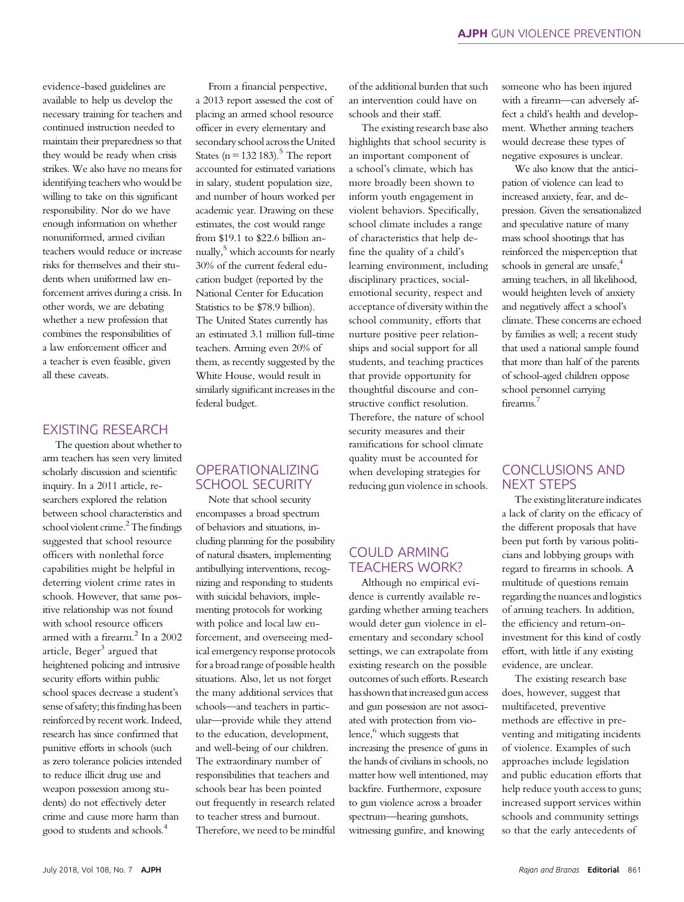evidence-based guidelines are available to help us develop the necessary training for teachers and continued instruction needed to maintain their preparedness so that they would be ready when crisis strikes. We also have no means for identifying teachers who would be willing to take on this significant responsibility. Nor do we have enough information on whether nonuniformed, armed civilian teachers would reduce or increase risks for themselves and their students when uniformed law enforcement arrives during a crisis. In other words, we are debating whether a new profession that combines the responsibilities of a law enforcement officer and a teacher is even feasible, given all these caveats.

From a financial perspective, a 2013 report assessed the cost of placing an armed school resource officer in every elementary and secondary school across the United States (n = 132 183).[5] The report accounted for estimated variations in salary, student population size, and number of hours worked per academic year. Drawing on these estimates, the cost would range from $19.1 to $22.6 billion annually,[5] which accounts for nearly 30% of the current federal education budget (reported by the National Center for Education Statistics to be $78.9 billion). The United States currently has an estimated 3.1 million full-time teachers. Arming even 20% of them, as recently suggested by the White House, would result in similarly significant increases in the federal budget.

## EXISTING RESEARCH

The question about whether to arm teachers has seen very limited scholarly discussion and scientific inquiry. In a 2011 article, researchers explored the relation between school characteristics and school violent crime.[2] The findings suggested that school resource officers with nonlethal force capabilities might be helpful in deterring violent crime rates in schools. However, that same positive relationship was not found with school resource officers armed with a firearm.[2] In a 2002 article, Beger[3] argued that heightened policing and intrusive security efforts within public school spaces decrease a student's sense of safety; this finding has been reinforced by recent work. Indeed, research has since confirmed that punitive efforts in schools (such as zero tolerance policies intended to reduce illicit drug use and weapon possession among students) do not effectively deter crime and cause more harm than good to students and schools.[4]

## OPERATIONALIZING SCHOOL SECURITY

Note that school security encompasses a broad spectrum of behaviors and situations, including planning for the possibility of natural disasters, implementing antibullying interventions, recognizing and responding to students with suicidal behaviors, implementing protocols for working with police and local law enforcement, and overseeing medical emergency response protocols for a broad range of possible health situations. Also, let us not forget the many additional services that schools—and teachers in particular—provide while they attend to the education, development, and well-being of our children. The extraordinary number of responsibilities that teachers and schools bear has been pointed out frequently in research related to teacher stress and burnout. Therefore, we need to be mindful of the additional burden that such an intervention could have on schools and their staff.

The existing research base also highlights that school security is an important component of a school's climate, which has more broadly been shown to inform youth engagement in violent behaviors. Specifically, school climate includes a range of characteristics that help define the quality of a child's learning environment, including disciplinary practices, social-emotional security, respect and acceptance of diversity within the school community, efforts that nurture positive peer relationships and social support for all students, and teaching practices that provide opportunity for thoughtful discourse and constructive conflict resolution. Therefore, the nature of school security measures and their ramifications for school climate quality must be accounted for when developing strategies for reducing gun violence in schools.

## COULD ARMING TEACHERS WORK?

Although no empirical evidence is currently available regarding whether arming teachers would deter gun violence in elementary and secondary school settings, we can extrapolate from existing research on the possible outcomes of such efforts. Research has shown that increased gun access and gun possession are not associated with protection from violence,[6] which suggests that increasing the presence of guns in the hands of civilians in schools, no matter how well intentioned, may backfire. Furthermore, exposure to gun violence across a broader spectrum—hearing gunshots, witnessing gunfire, and knowing someone who has been injured with a firearm—can adversely affect a child's health and development. Whether arming teachers would decrease these types of negative exposures is unclear.

We also know that the anticipation of violence can lead to increased anxiety, fear, and depression. Given the sensationalized and speculative nature of many mass school shootings that has reinforced the misperception that schools in general are unsafe,[4] arming teachers, in all likelihood, would heighten levels of anxiety and negatively affect a school's climate. These concerns are echoed by families as well; a recent study that used a national sample found that more than half of the parents of school-aged children oppose school personnel carrying firearms.[7]

## CONCLUSIONS AND NEXT STEPS

The existing literature indicates a lack of clarity on the efficacy of the different proposals that have been put forth by various politicians and lobbying groups with regard to firearms in schools. A multitude of questions remain regarding the nuances and logistics of arming teachers. In addition, the efficiency and return-on-investment for this kind of costly effort, with little if any existing evidence, are unclear.

The existing research base does, however, suggest that multifaceted, preventive methods are effective in preventing and mitigating incidents of violence. Examples of such approaches include legislation and public education efforts that help reduce youth access to guns; increased support services within schools and community settings so that the early antecedents of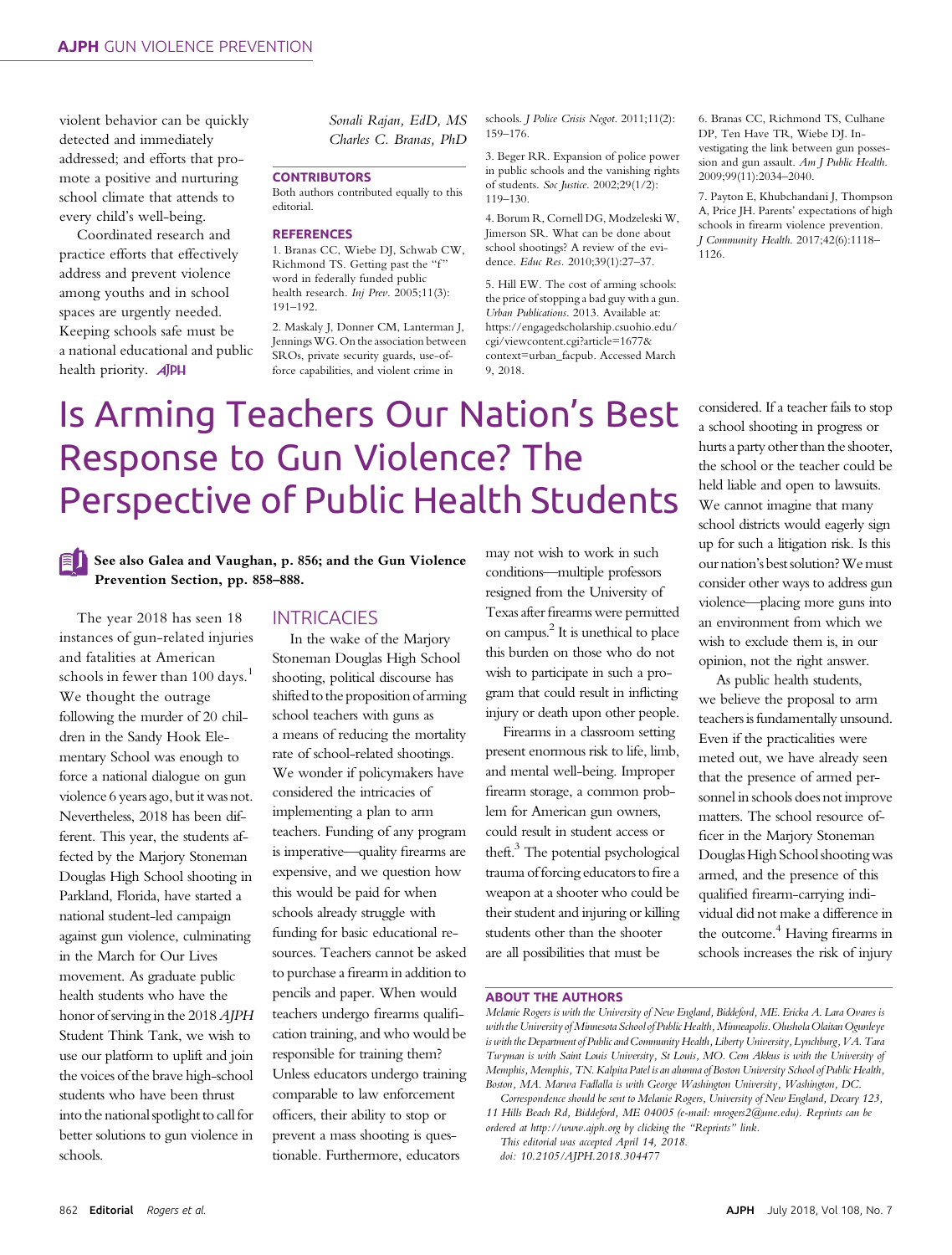violent behavior can be quickly detected and immediately addressed; and efforts that promote a positive and nurturing school climate that attends to every child's well-being.

Coordinated research and practice efforts that effectively address and prevent violence among youths and in school spaces are urgently needed. Keeping schools safe must be a national educational and public health priority. *AJPH*

*Sonali Rajan, EdD, MS*
*Charles C. Branas, PhD*

**CONTRIBUTORS**

Both authors contributed equally to this editorial.

**REFERENCES**

1. Branas CC, Wiebe DJ, Schwab CW, Richmond TS. Getting past the "f" word in federally funded public health research. *Inj Prev*. 2005;11(3):191–192.

2. Maskaly J, Donner CM, Lanterman J, Jennings WG. On the association between SROs, private security guards, use-of-force capabilities, and violent crime in schools. *J Police Crisis Negot*. 2011;11(2):159–176.

3. Beger RR. Expansion of police power in public schools and the vanishing rights of students. *Soc Justice*. 2002;29(1/2):119–130.

4. Borum R, Cornell DG, Modzeleski W, Jimerson SR. What can be done about school shootings? A review of the evidence. *Educ Res*. 2010;39(1):27–37.

5. Hill EW. The cost of arming schools: the price of stopping a bad guy with a gun. *Urban Publications*. 2013. Available at: https://engagedscholarship.csuohio.edu/cgi/viewcontent.cgi?article=1677&context=urban_facpub. Accessed March 9, 2018.

6. Branas CC, Richmond TS, Culhane DP, Ten Have TR, Wiebe DJ. Investigating the link between gun possession and gun assault. *Am J Public Health*. 2009;99(11):2034–2040.

7. Payton E, Khubchandani J, Thompson A, Price JH. Parents' expectations of high schools in firearm violence prevention. *J Community Health*. 2017;42(6):1118–1126.

# Is Arming Teachers Our Nation's Best Response to Gun Violence? The Perspective of Public Health Students

**See also Galea and Vaughan, p. 856; and the Gun Violence Prevention Section, pp. 858–888.**

The year 2018 has seen 18 instances of gun-related injuries and fatalities at American schools in fewer than 100 days.[1] We thought the outrage following the murder of 20 children in the Sandy Hook Elementary School was enough to force a national dialogue on gun violence 6 years ago, but it was not. Nevertheless, 2018 has been different. This year, the students affected by the Marjory Stoneman Douglas High School shooting in Parkland, Florida, have started a national student-led campaign against gun violence, culminating in the March for Our Lives movement. As graduate public health students who have the honor of serving in the 2018 *AJPH* Student Think Tank, we wish to use our platform to uplift and join the voices of the brave high-school students who have been thrust into the national spotlight to call for better solutions to gun violence in schools.

## INTRICACIES

In the wake of the Marjory Stoneman Douglas High School shooting, political discourse has shifted to the proposition of arming school teachers with guns as a means of reducing the mortality rate of school-related shootings. We wonder if policymakers have considered the intricacies of implementing a plan to arm teachers. Funding of any program is imperative—quality firearms are expensive, and we question how this would be paid for when schools already struggle with funding for basic educational resources. Teachers cannot be asked to purchase a firearm in addition to pencils and paper. When would teachers undergo firearms qualification training, and who would be responsible for training them? Unless educators undergo training comparable to law enforcement officers, their ability to stop or prevent a mass shooting is questionable. Furthermore, educators may not wish to work in such conditions—multiple professors resigned from the University of Texas after firearms were permitted on campus.[2] It is unethical to place this burden on those who do not wish to participate in such a program that could result in inflicting injury or death upon other people.

Firearms in a classroom setting present enormous risk to life, limb, and mental well-being. Improper firearm storage, a common problem for American gun owners, could result in student access or theft.[3] The potential psychological trauma of forcing educators to fire a weapon at a shooter who could be their student and injuring or killing students other than the shooter are all possibilities that must be considered. If a teacher fails to stop a school shooting in progress or hurts a party other than the shooter, the school or the teacher could be held liable and open to lawsuits. We cannot imagine that many school districts would eagerly sign up for such a litigation risk. Is this our nation's best solution? We must consider other ways to address gun violence—placing more guns into an environment from which we wish to exclude them is, in our opinion, not the right answer.

As public health students, we believe the proposal to arm teachers is fundamentally unsound. Even if the practicalities were meted out, we have already seen that the presence of armed personnel in schools does not improve matters. The school resource officer in the Marjory Stoneman Douglas High School shooting was armed, and the presence of this qualified firearm-carrying individual did not make a difference in the outcome.[4] Having firearms in schools increases the risk of injury

**ABOUT THE AUTHORS**

*Melanie Rogers is with the University of New England, Biddeford, ME. Ericka A. Lara Ovares is with the University of Minnesota School of Public Health, Minneapolis. Olushola Olaitan Ogunleye is with the Department of Public and Community Health, Liberty University, Lynchburg, VA. Tara Twyman is with Saint Louis University, St Louis, MO. Cem Akkus is with the University of Memphis, Memphis, TN. Kalpita Patel is an alumna of Boston University School of Public Health, Boston, MA. Marwa Fadlalla is with George Washington University, Washington, DC.*

*Correspondence should be sent to Melanie Rogers, University of New England, Decary 123, 11 Hills Beach Rd, Biddeford, ME 04005 (e-mail: mrogers2@une.edu). Reprints can be ordered at http://www.ajph.org by clicking the "Reprints" link.*

*This editorial was accepted April 14, 2018.*

*doi: 10.2105/AJPH.2018.304477*